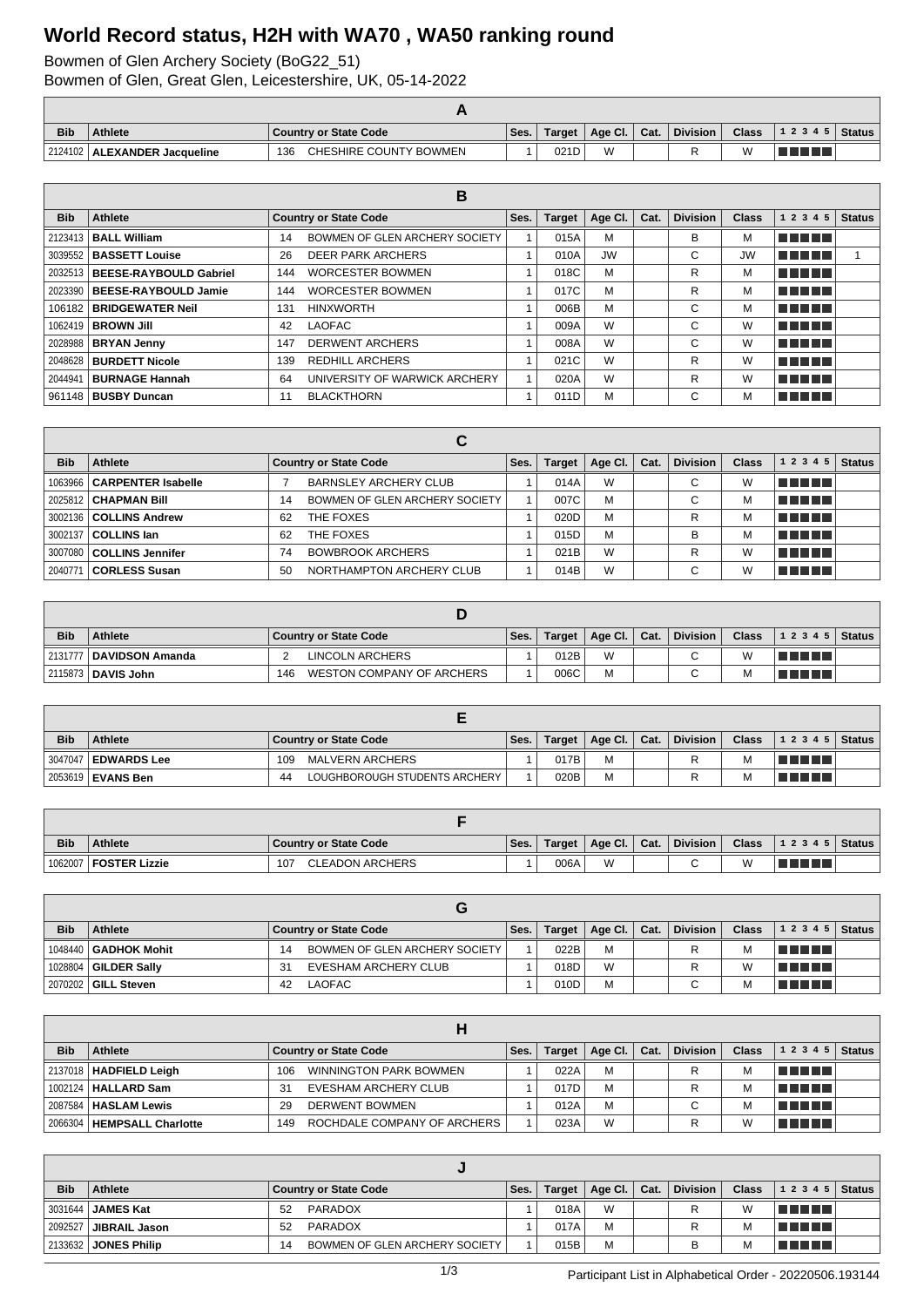# World Record status, H2H with WA70 , WA50 ranking round

Bowmen of Glen Archery Society (BoG22_51)
Bowmen of Glen, Great Glen, Leicestershire, UK, 05-14-2022

| A | | | | | | | | | | |
|---|---|---|---|---|---|---|---|---|---|---|
| **Bib** | **Athlete** | **Country or State Code** | **Ses.** | **Target** | **Age Cl.** | **Cat.** | **Division** | **Class** | **1 2 3 4 5** | **Status** |
| 2124102 | **ALEXANDER Jacqueline** | 136 CHESHIRE COUNTY BOWMEN | 1 | 021D | W | | R | W | | |

| B | | | | | | | | | | |
|---|---|---|---|---|---|---|---|---|---|---|
| **Bib** | **Athlete** | **Country or State Code** | **Ses.** | **Target** | **Age Cl.** | **Cat.** | **Division** | **Class** | **1 2 3 4 5** | **Status** |
| 2123413 | **BALL William** | 14 BOWMEN OF GLEN ARCHERY SOCIETY | 1 | 015A | M | | B | M | | |
| 3039552 | **BASSETT Louise** | 26 DEER PARK ARCHERS | 1 | 010A | JW | | C | JW | | 1 |
| 2032513 | **BEESE-RAYBOULD Gabriel** | 144 WORCESTER BOWMEN | 1 | 018C | M | | R | M | | |
| 2023390 | **BEESE-RAYBOULD Jamie** | 144 WORCESTER BOWMEN | 1 | 017C | M | | R | M | | |
| 106182 | **BRIDGEWATER Neil** | 131 HINXWORTH | 1 | 006B | M | | C | M | | |
| 1062419 | **BROWN Jill** | 42 LAOFAC | 1 | 009A | W | | C | W | | |
| 2028988 | **BRYAN Jenny** | 147 DERWENT ARCHERS | 1 | 008A | W | | C | W | | |
| 2048628 | **BURDETT Nicole** | 139 REDHILL ARCHERS | 1 | 021C | W | | R | W | | |
| 2044941 | **BURNAGE Hannah** | 64 UNIVERSITY OF WARWICK ARCHERY | 1 | 020A | W | | R | W | | |
| 961148 | **BUSBY Duncan** | 11 BLACKTHORN | 1 | 011D | M | | C | M | | |

| C | | | | | | | | | | |
|---|---|---|---|---|---|---|---|---|---|---|
| **Bib** | **Athlete** | **Country or State Code** | **Ses.** | **Target** | **Age Cl.** | **Cat.** | **Division** | **Class** | **1 2 3 4 5** | **Status** |
| 1063966 | **CARPENTER Isabelle** | 7 BARNSLEY ARCHERY CLUB | 1 | 014A | W | | C | W | | |
| 2025812 | **CHAPMAN Bill** | 14 BOWMEN OF GLEN ARCHERY SOCIETY | 1 | 007C | M | | C | M | | |
| 3002136 | **COLLINS Andrew** | 62 THE FOXES | 1 | 020D | M | | R | M | | |
| 3002137 | **COLLINS Ian** | 62 THE FOXES | 1 | 015D | M | | B | M | | |
| 3007080 | **COLLINS Jennifer** | 74 BOWBROOK ARCHERS | 1 | 021B | W | | R | W | | |
| 2040771 | **CORLESS Susan** | 50 NORTHAMPTON ARCHERY CLUB | 1 | 014B | W | | C | W | | |

| D | | | | | | | | | | |
|---|---|---|---|---|---|---|---|---|---|---|
| **Bib** | **Athlete** | **Country or State Code** | **Ses.** | **Target** | **Age Cl.** | **Cat.** | **Division** | **Class** | **1 2 3 4 5** | **Status** |
| 2131777 | **DAVIDSON Amanda** | 2 LINCOLN ARCHERS | 1 | 012B | W | | C | W | | |
| 2115873 | **DAVIS John** | 146 WESTON COMPANY OF ARCHERS | 1 | 006C | M | | C | M | | |

| E | | | | | | | | | | |
|---|---|---|---|---|---|---|---|---|---|---|
| **Bib** | **Athlete** | **Country or State Code** | **Ses.** | **Target** | **Age Cl.** | **Cat.** | **Division** | **Class** | **1 2 3 4 5** | **Status** |
| 3047047 | **EDWARDS Lee** | 109 MALVERN ARCHERS | 1 | 017B | M | | R | M | | |
| 2053619 | **EVANS Ben** | 44 LOUGHBOROUGH STUDENTS ARCHERY | 1 | 020B | M | | R | M | | |

| F | | | | | | | | | | |
|---|---|---|---|---|---|---|---|---|---|---|
| **Bib** | **Athlete** | **Country or State Code** | **Ses.** | **Target** | **Age Cl.** | **Cat.** | **Division** | **Class** | **1 2 3 4 5** | **Status** |
| 1062007 | **FOSTER Lizzie** | 107 CLEADON ARCHERS | 1 | 006A | W | | C | W | | |

| G | | | | | | | | | | |
|---|---|---|---|---|---|---|---|---|---|---|
| **Bib** | **Athlete** | **Country or State Code** | **Ses.** | **Target** | **Age Cl.** | **Cat.** | **Division** | **Class** | **1 2 3 4 5** | **Status** |
| 1048440 | **GADHOK Mohit** | 14 BOWMEN OF GLEN ARCHERY SOCIETY | 1 | 022B | M | | R | M | | |
| 1028804 | **GILDER Sally** | 31 EVESHAM ARCHERY CLUB | 1 | 018D | W | | R | W | | |
| 2070202 | **GILL Steven** | 42 LAOFAC | 1 | 010D | M | | C | M | | |

| H | | | | | | | | | | |
|---|---|---|---|---|---|---|---|---|---|---|
| **Bib** | **Athlete** | **Country or State Code** | **Ses.** | **Target** | **Age Cl.** | **Cat.** | **Division** | **Class** | **1 2 3 4 5** | **Status** |
| 2137018 | **HADFIELD Leigh** | 106 WINNINGTON PARK BOWMEN | 1 | 022A | M | | R | M | | |
| 1002124 | **HALLARD Sam** | 31 EVESHAM ARCHERY CLUB | 1 | 017D | M | | R | M | | |
| 2087584 | **HASLAM Lewis** | 29 DERWENT BOWMEN | 1 | 012A | M | | C | M | | |
| 2066304 | **HEMPSALL Charlotte** | 149 ROCHDALE COMPANY OF ARCHERS | 1 | 023A | W | | R | W | | |

| J | | | | | | | | | | |
|---|---|---|---|---|---|---|---|---|---|---|
| **Bib** | **Athlete** | **Country or State Code** | **Ses.** | **Target** | **Age Cl.** | **Cat.** | **Division** | **Class** | **1 2 3 4 5** | **Status** |
| 3031644 | **JAMES Kat** | 52 PARADOX | 1 | 018A | W | | R | W | | |
| 2092527 | **JIBRAIL Jason** | 52 PARADOX | 1 | 017A | M | | R | M | | |
| 2133632 | **JONES Philip** | 14 BOWMEN OF GLEN ARCHERY SOCIETY | 1 | 015B | M | | B | M | | |

Participant List in Alphabetical Order - 20220506.193144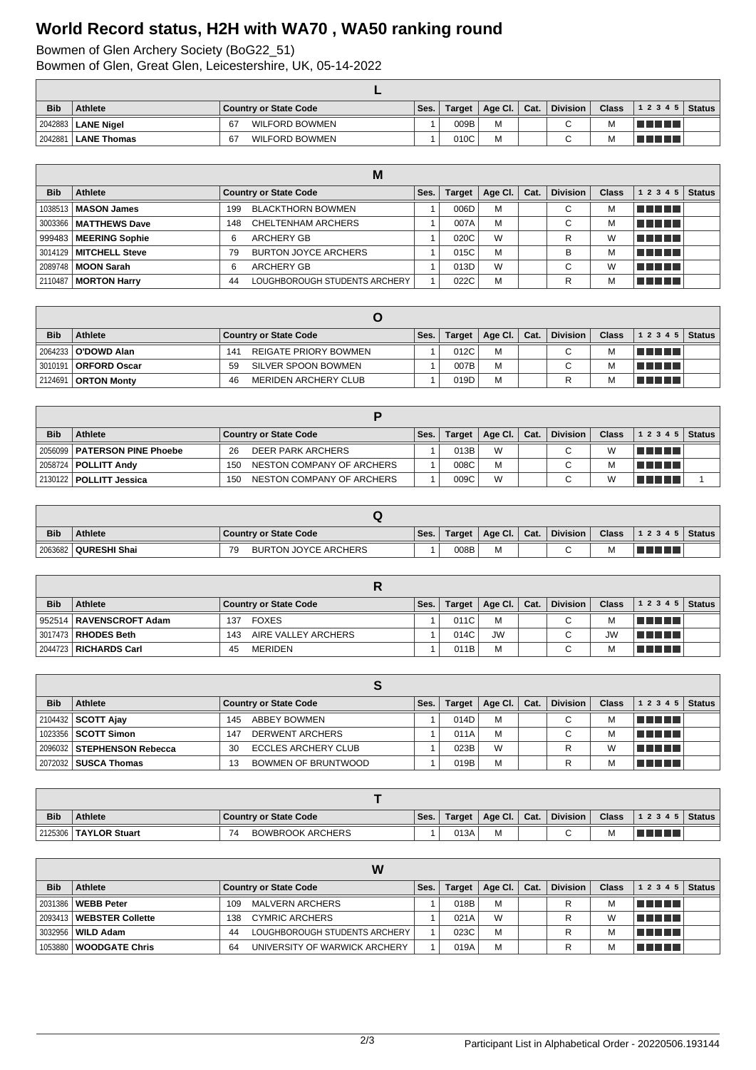# World Record status, H2H with WA70 , WA50 ranking round

Bowmen of Glen Archery Society (BoG22_51)
Bowmen of Glen, Great Glen, Leicestershire, UK, 05-14-2022

## L

| Bib | Athlete | Country or State Code | | Ses. | Target | Age Cl. | Cat. | Division | Class | 1 2 3 4 5 | Status |
|---|---|---|---|---|---|---|---|---|---|---|---|
| 2042883 | **LANE Nigel** | 67 | WILFORD BOWMEN | 1 | 009B | M | | C | M | | |
| 2042881 | **LANE Thomas** | 67 | WILFORD BOWMEN | 1 | 010C | M | | C | M | | |

## M

| Bib | Athlete | Country or State Code | | Ses. | Target | Age Cl. | Cat. | Division | Class | 1 2 3 4 5 | Status |
|---|---|---|---|---|---|---|---|---|---|---|---|
| 1038513 | **MASON James** | 199 | BLACKTHORN BOWMEN | 1 | 006D | M | | C | M | | |
| 3003366 | **MATTHEWS Dave** | 148 | CHELTENHAM ARCHERS | 1 | 007A | M | | C | M | | |
| 999483 | **MEERING Sophie** | 6 | ARCHERY GB | 1 | 020C | W | | R | W | | |
| 3014129 | **MITCHELL Steve** | 79 | BURTON JOYCE ARCHERS | 1 | 015C | M | | B | M | | |
| 2089748 | **MOON Sarah** | 6 | ARCHERY GB | 1 | 013D | W | | C | W | | |
| 2110487 | **MORTON Harry** | 44 | LOUGHBOROUGH STUDENTS ARCHERY | 1 | 022C | M | | R | M | | |

## O

| Bib | Athlete | Country or State Code | | Ses. | Target | Age Cl. | Cat. | Division | Class | 1 2 3 4 5 | Status |
|---|---|---|---|---|---|---|---|---|---|---|---|
| 2064233 | **O'DOWD Alan** | 141 | REIGATE PRIORY BOWMEN | 1 | 012C | M | | C | M | | |
| 3010191 | **ORFORD Oscar** | 59 | SILVER SPOON BOWMEN | 1 | 007B | M | | C | M | | |
| 2124691 | **ORTON Monty** | 46 | MERIDEN ARCHERY CLUB | 1 | 019D | M | | R | M | | |

## P

| Bib | Athlete | Country or State Code | | Ses. | Target | Age Cl. | Cat. | Division | Class | 1 2 3 4 5 | Status |
|---|---|---|---|---|---|---|---|---|---|---|---|
| 2056099 | **PATERSON PINE Phoebe** | 26 | DEER PARK ARCHERS | 1 | 013B | W | | C | W | | |
| 2058724 | **POLLITT Andy** | 150 | NESTON COMPANY OF ARCHERS | 1 | 008C | M | | C | M | | |
| 2130122 | **POLLITT Jessica** | 150 | NESTON COMPANY OF ARCHERS | 1 | 009C | W | | C | W | | 1 |

## Q

| Bib | Athlete | Country or State Code | | Ses. | Target | Age Cl. | Cat. | Division | Class | 1 2 3 4 5 | Status |
|---|---|---|---|---|---|---|---|---|---|---|---|
| 2063682 | **QURESHI Shai** | 79 | BURTON JOYCE ARCHERS | 1 | 008B | M | | C | M | | |

## R

| Bib | Athlete | Country or State Code | | Ses. | Target | Age Cl. | Cat. | Division | Class | 1 2 3 4 5 | Status |
|---|---|---|---|---|---|---|---|---|---|---|---|
| 952514 | **RAVENSCROFT Adam** | 137 | FOXES | 1 | 011C | M | | C | M | | |
| 3017473 | **RHODES Beth** | 143 | AIRE VALLEY ARCHERS | 1 | 014C | JW | | C | JW | | |
| 2044723 | **RICHARDS Carl** | 45 | MERIDEN | 1 | 011B | M | | C | M | | |

## S

| Bib | Athlete | Country or State Code | | Ses. | Target | Age Cl. | Cat. | Division | Class | 1 2 3 4 5 | Status |
|---|---|---|---|---|---|---|---|---|---|---|---|
| 2104432 | **SCOTT Ajay** | 145 | ABBEY BOWMEN | 1 | 014D | M | | C | M | | |
| 1023356 | **SCOTT Simon** | 147 | DERWENT ARCHERS | 1 | 011A | M | | C | M | | |
| 2096032 | **STEPHENSON Rebecca** | 30 | ECCLES ARCHERY CLUB | 1 | 023B | W | | R | W | | |
| 2072032 | **SUSCA Thomas** | 13 | BOWMEN OF BRUNTWOOD | 1 | 019B | M | | R | M | | |

## T

| Bib | Athlete | Country or State Code | | Ses. | Target | Age Cl. | Cat. | Division | Class | 1 2 3 4 5 | Status |
|---|---|---|---|---|---|---|---|---|---|---|---|
| 2125306 | **TAYLOR Stuart** | 74 | BOWBROOK ARCHERS | 1 | 013A | M | | C | M | | |

## W

| Bib | Athlete | Country or State Code | | Ses. | Target | Age Cl. | Cat. | Division | Class | 1 2 3 4 5 | Status |
|---|---|---|---|---|---|---|---|---|---|---|---|
| 2031386 | **WEBB Peter** | 109 | MALVERN ARCHERS | 1 | 018B | M | | R | M | | |
| 2093413 | **WEBSTER Collette** | 138 | CYMRIC ARCHERS | 1 | 021A | W | | R | W | | |
| 3032956 | **WILD Adam** | 44 | LOUGHBOROUGH STUDENTS ARCHERY | 1 | 023C | M | | R | M | | |
| 1053880 | **WOODGATE Chris** | 64 | UNIVERSITY OF WARWICK ARCHERY | 1 | 019A | M | | R | M | | |

Participant List in Alphabetical Order - 20220506.193144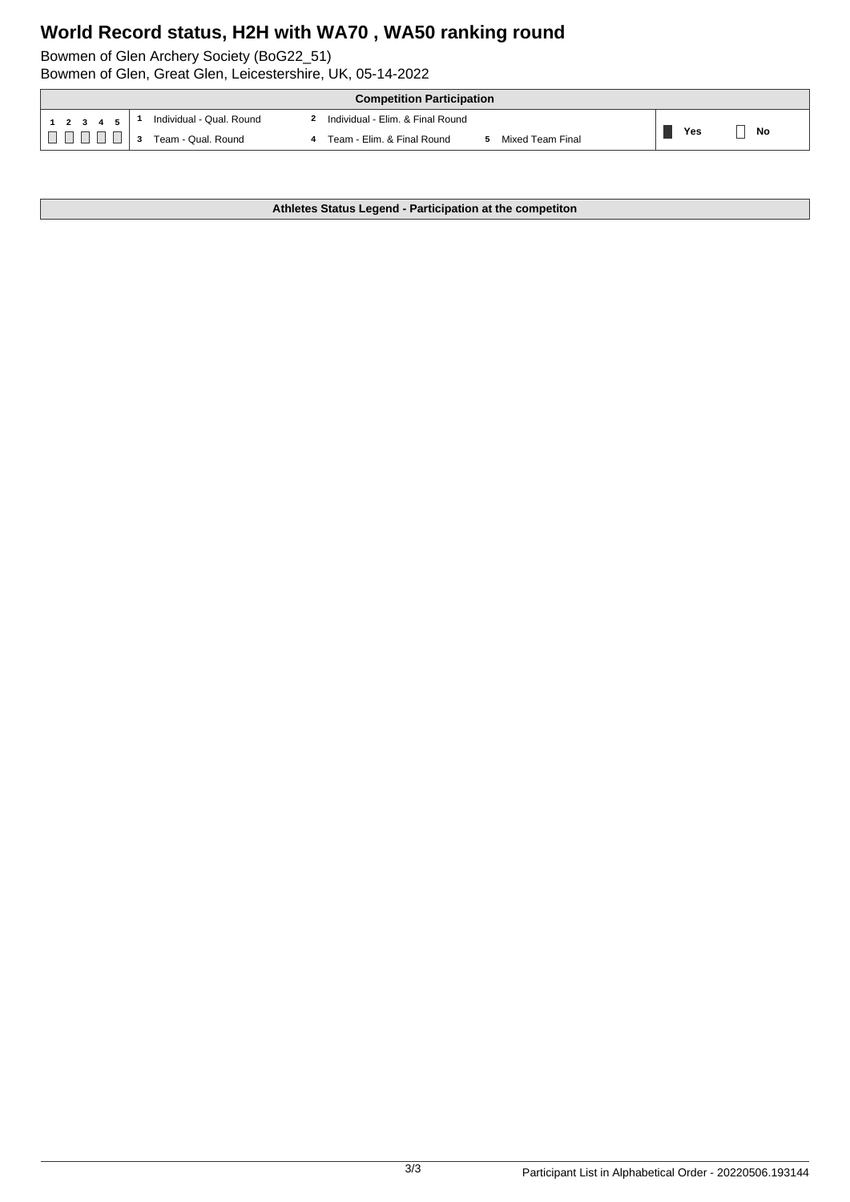# World Record status, H2H with WA70 , WA50 ranking round

Bowmen of Glen Archery Society (BoG22_51)
Bowmen of Glen, Great Glen, Leicestershire, UK, 05-14-2022

| Competition Participation | | | | |
|---|---|---|---|---|
| 1 2 3 4 5 | 1 Individual - Qual. Round | 2 Individual - Elim. & Final Round | | Yes / No |
| | 3 Team - Qual. Round | 4 Team - Elim. & Final Round | 5 Mixed Team Final | |

**Athletes Status Legend - Participation at the competiton**